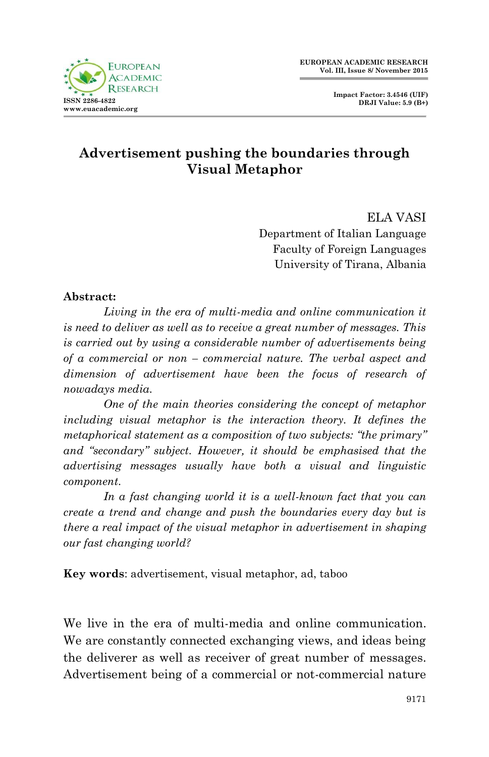# Advertisement pushing the boundaries through Visual Metaphor

ELA VASI
Department of Italian Language
Faculty of Foreign Languages
University of Tirana, Albania

**Abstract:**

*Living in the era of multi-media and online communication it is need to deliver as well as to receive a great number of messages. This is carried out by using a considerable number of advertisements being of a commercial or non – commercial nature. The verbal aspect and dimension of advertisement have been the focus of research of nowadays media.*

*One of the main theories considering the concept of metaphor including visual metaphor is the interaction theory. It defines the metaphorical statement as a composition of two subjects: "the primary" and "secondary" subject. However, it should be emphasised that the advertising messages usually have both a visual and linguistic component.*

*In a fast changing world it is a well-known fact that you can create a trend and change and push the boundaries every day but is there a real impact of the visual metaphor in advertisement in shaping our fast changing world?*

**Key words**: advertisement, visual metaphor, ad, taboo

We live in the era of multi-media and online communication. We are constantly connected exchanging views, and ideas being the deliverer as well as receiver of great number of messages. Advertisement being of a commercial or not-commercial nature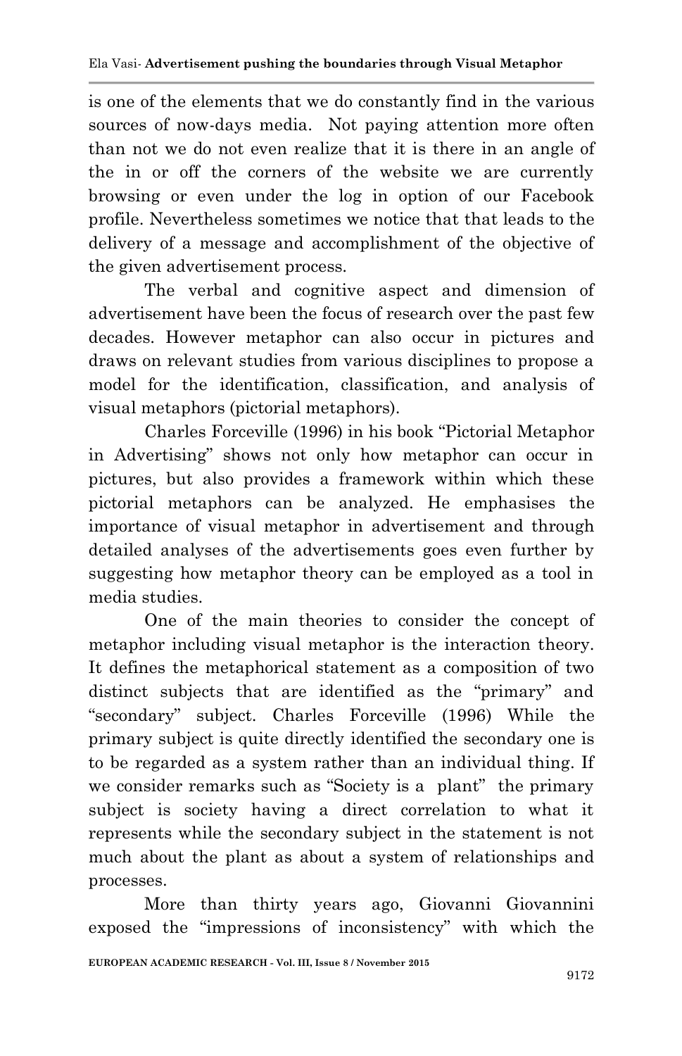is one of the elements that we do constantly find in the various sources of now-days media. Not paying attention more often than not we do not even realize that it is there in an angle of the in or off the corners of the website we are currently browsing or even under the log in option of our Facebook profile. Nevertheless sometimes we notice that that leads to the delivery of a message and accomplishment of the objective of the given advertisement process.

The verbal and cognitive aspect and dimension of advertisement have been the focus of research over the past few decades. However metaphor can also occur in pictures and draws on relevant studies from various disciplines to propose a model for the identification, classification, and analysis of visual metaphors (pictorial metaphors).

Charles Forceville (1996) in his book "Pictorial Metaphor in Advertising" shows not only how metaphor can occur in pictures, but also provides a framework within which these pictorial metaphors can be analyzed. He emphasises the importance of visual metaphor in advertisement and through detailed analyses of the advertisements goes even further by suggesting how metaphor theory can be employed as a tool in media studies.

One of the main theories to consider the concept of metaphor including visual metaphor is the interaction theory. It defines the metaphorical statement as a composition of two distinct subjects that are identified as the "primary" and "secondary" subject. Charles Forceville (1996) While the primary subject is quite directly identified the secondary one is to be regarded as a system rather than an individual thing. If we consider remarks such as "Society is a plant" the primary subject is society having a direct correlation to what it represents while the secondary subject in the statement is not much about the plant as about a system of relationships and processes.

More than thirty years ago, Giovanni Giovannini exposed the "impressions of inconsistency" with which the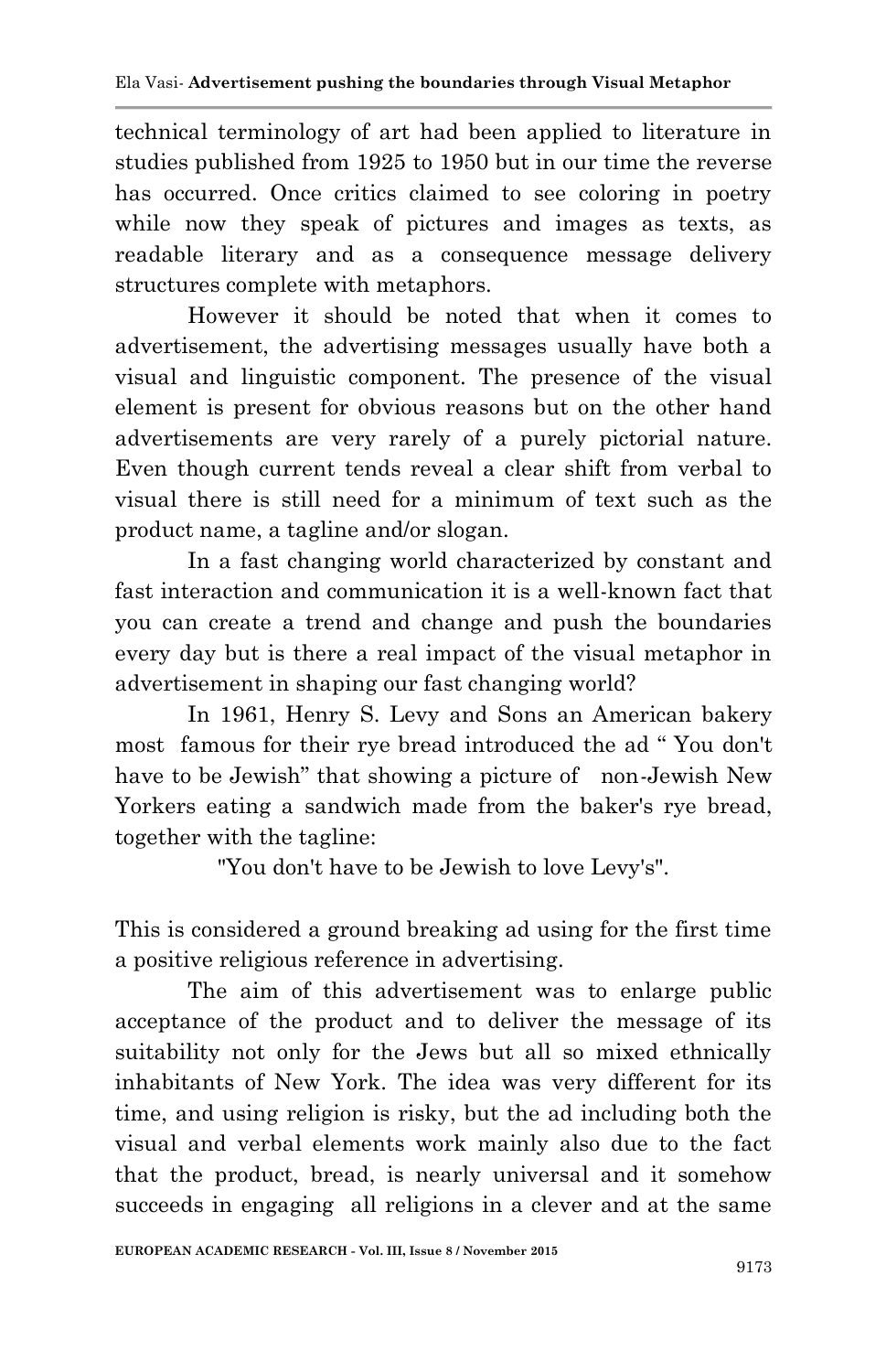technical terminology of art had been applied to literature in studies published from 1925 to 1950 but in our time the reverse has occurred. Once critics claimed to see coloring in poetry while now they speak of pictures and images as texts, as readable literary and as a consequence message delivery structures complete with metaphors.

However it should be noted that when it comes to advertisement, the advertising messages usually have both a visual and linguistic component. The presence of the visual element is present for obvious reasons but on the other hand advertisements are very rarely of a purely pictorial nature. Even though current tends reveal a clear shift from verbal to visual there is still need for a minimum of text such as the product name, a tagline and/or slogan.

In a fast changing world characterized by constant and fast interaction and communication it is a well-known fact that you can create a trend and change and push the boundaries every day but is there a real impact of the visual metaphor in advertisement in shaping our fast changing world?

In 1961, Henry S. Levy and Sons an American bakery most famous for their rye bread introduced the ad " You don't have to be Jewish" that showing a picture of non-Jewish New Yorkers eating a sandwich made from the baker's rye bread, together with the tagline:

"You don't have to be Jewish to love Levy's".

This is considered a ground breaking ad using for the first time a positive religious reference in advertising.

The aim of this advertisement was to enlarge public acceptance of the product and to deliver the message of its suitability not only for the Jews but all so mixed ethnically inhabitants of New York. The idea was very different for its time, and using religion is risky, but the ad including both the visual and verbal elements work mainly also due to the fact that the product, bread, is nearly universal and it somehow succeeds in engaging all religions in a clever and at the same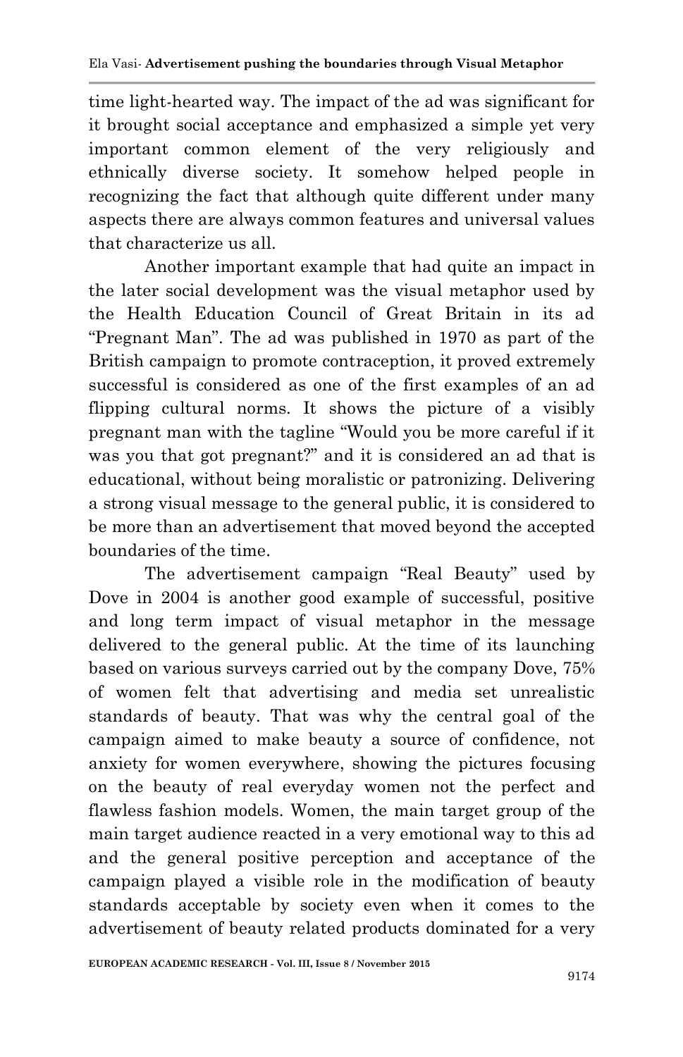time light-hearted way. The impact of the ad was significant for it brought social acceptance and emphasized a simple yet very important common element of the very religiously and ethnically diverse society. It somehow helped people in recognizing the fact that although quite different under many aspects there are always common features and universal values that characterize us all.

Another important example that had quite an impact in the later social development was the visual metaphor used by the Health Education Council of Great Britain in its ad "Pregnant Man". The ad was published in 1970 as part of the British campaign to promote contraception, it proved extremely successful is considered as one of the first examples of an ad flipping cultural norms. It shows the picture of a visibly pregnant man with the tagline "Would you be more careful if it was you that got pregnant?" and it is considered an ad that is educational, without being moralistic or patronizing. Delivering a strong visual message to the general public, it is considered to be more than an advertisement that moved beyond the accepted boundaries of the time.

The advertisement campaign "Real Beauty" used by Dove in 2004 is another good example of successful, positive and long term impact of visual metaphor in the message delivered to the general public. At the time of its launching based on various surveys carried out by the company Dove, 75% of women felt that advertising and media set unrealistic standards of beauty. That was why the central goal of the campaign aimed to make beauty a source of confidence, not anxiety for women everywhere, showing the pictures focusing on the beauty of real everyday women not the perfect and flawless fashion models. Women, the main target group of the main target audience reacted in a very emotional way to this ad and the general positive perception and acceptance of the campaign played a visible role in the modification of beauty standards acceptable by society even when it comes to the advertisement of beauty related products dominated for a very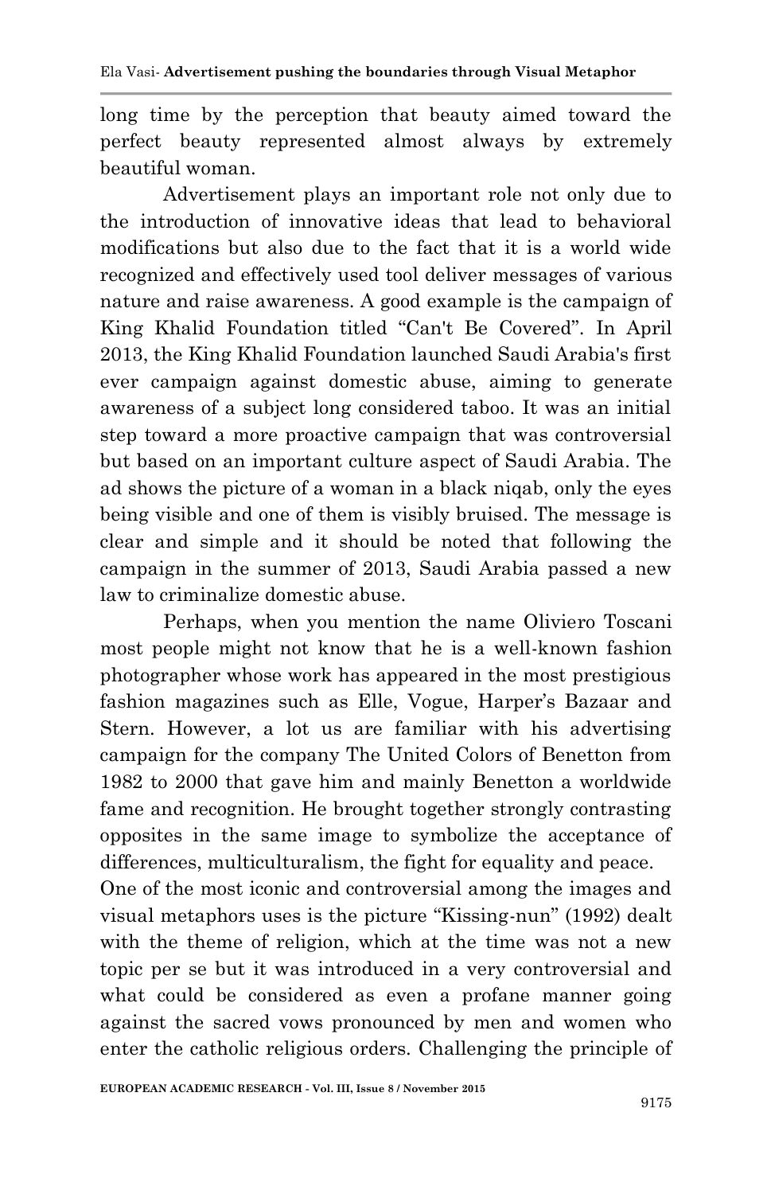long time by the perception that beauty aimed toward the perfect beauty represented almost always by extremely beautiful woman.

Advertisement plays an important role not only due to the introduction of innovative ideas that lead to behavioral modifications but also due to the fact that it is a world wide recognized and effectively used tool deliver messages of various nature and raise awareness. A good example is the campaign of King Khalid Foundation titled "Can't Be Covered". In April 2013, the King Khalid Foundation launched Saudi Arabia's first ever campaign against domestic abuse, aiming to generate awareness of a subject long considered taboo. It was an initial step toward a more proactive campaign that was controversial but based on an important culture aspect of Saudi Arabia. The ad shows the picture of a woman in a black niqab, only the eyes being visible and one of them is visibly bruised. The message is clear and simple and it should be noted that following the campaign in the summer of 2013, Saudi Arabia passed a new law to criminalize domestic abuse.

Perhaps, when you mention the name Oliviero Toscani most people might not know that he is a well-known fashion photographer whose work has appeared in the most prestigious fashion magazines such as Elle, Vogue, Harper's Bazaar and Stern. However, a lot us are familiar with his advertising campaign for the company The United Colors of Benetton from 1982 to 2000 that gave him and mainly Benetton a worldwide fame and recognition. He brought together strongly contrasting opposites in the same image to symbolize the acceptance of differences, multiculturalism, the fight for equality and peace.

One of the most iconic and controversial among the images and visual metaphors uses is the picture "Kissing-nun" (1992) dealt with the theme of religion, which at the time was not a new topic per se but it was introduced in a very controversial and what could be considered as even a profane manner going against the sacred vows pronounced by men and women who enter the catholic religious orders. Challenging the principle of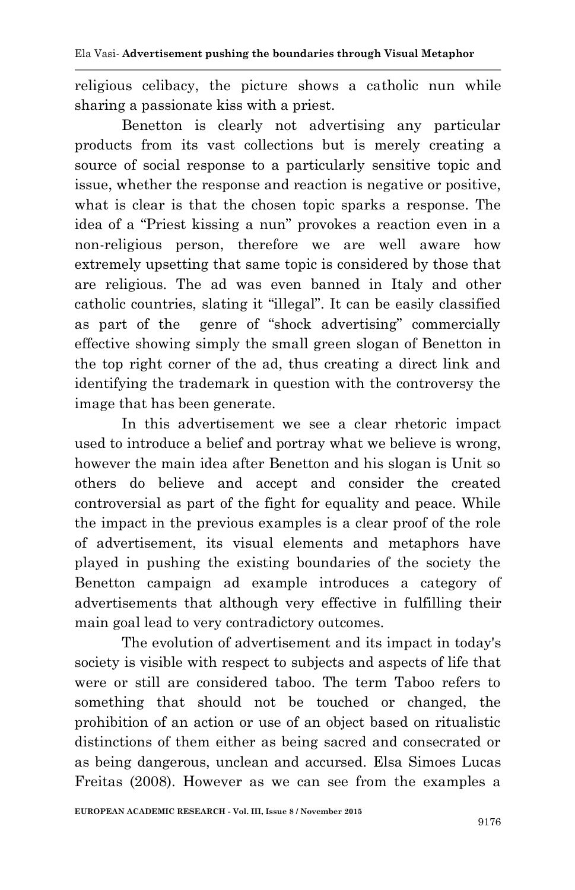religious celibacy, the picture shows a catholic nun while sharing a passionate kiss with a priest.

Benetton is clearly not advertising any particular products from its vast collections but is merely creating a source of social response to a particularly sensitive topic and issue, whether the response and reaction is negative or positive, what is clear is that the chosen topic sparks a response. The idea of a "Priest kissing a nun" provokes a reaction even in a non-religious person, therefore we are well aware how extremely upsetting that same topic is considered by those that are religious. The ad was even banned in Italy and other catholic countries, slating it "illegal". It can be easily classified as part of the genre of "shock advertising" commercially effective showing simply the small green slogan of Benetton in the top right corner of the ad, thus creating a direct link and identifying the trademark in question with the controversy the image that has been generate.

In this advertisement we see a clear rhetoric impact used to introduce a belief and portray what we believe is wrong, however the main idea after Benetton and his slogan is Unit so others do believe and accept and consider the created controversial as part of the fight for equality and peace. While the impact in the previous examples is a clear proof of the role of advertisement, its visual elements and metaphors have played in pushing the existing boundaries of the society the Benetton campaign ad example introduces a category of advertisements that although very effective in fulfilling their main goal lead to very contradictory outcomes.

The evolution of advertisement and its impact in today's society is visible with respect to subjects and aspects of life that were or still are considered taboo. The term Taboo refers to something that should not be touched or changed, the prohibition of an action or use of an object based on ritualistic distinctions of them either as being sacred and consecrated or as being dangerous, unclean and accursed. Elsa Simoes Lucas Freitas (2008). However as we can see from the examples a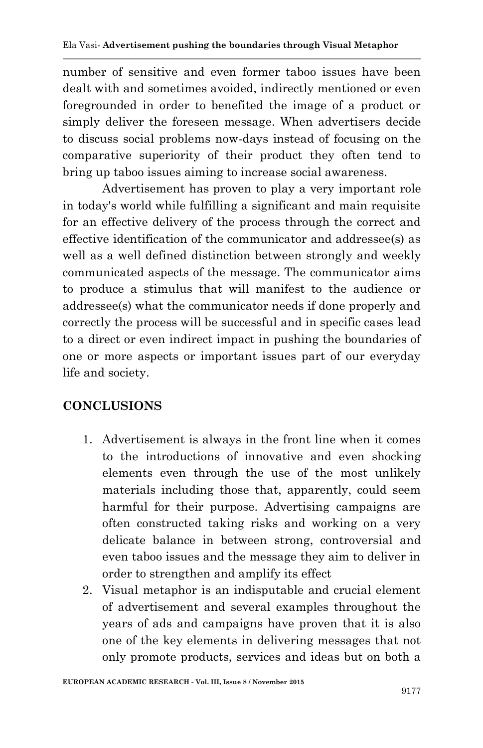number of sensitive and even former taboo issues have been dealt with and sometimes avoided, indirectly mentioned or even foregrounded in order to benefited the image of a product or simply deliver the foreseen message. When advertisers decide to discuss social problems now-days instead of focusing on the comparative superiority of their product they often tend to bring up taboo issues aiming to increase social awareness.

Advertisement has proven to play a very important role in today's world while fulfilling a significant and main requisite for an effective delivery of the process through the correct and effective identification of the communicator and addressee(s) as well as a well defined distinction between strongly and weekly communicated aspects of the message. The communicator aims to produce a stimulus that will manifest to the audience or addressee(s) what the communicator needs if done properly and correctly the process will be successful and in specific cases lead to a direct or even indirect impact in pushing the boundaries of one or more aspects or important issues part of our everyday life and society.

## CONCLUSIONS

1. Advertisement is always in the front line when it comes to the introductions of innovative and even shocking elements even through the use of the most unlikely materials including those that, apparently, could seem harmful for their purpose. Advertising campaigns are often constructed taking risks and working on a very delicate balance in between strong, controversial and even taboo issues and the message they aim to deliver in order to strengthen and amplify its effect
2. Visual metaphor is an indisputable and crucial element of advertisement and several examples throughout the years of ads and campaigns have proven that it is also one of the key elements in delivering messages that not only promote products, services and ideas but on both a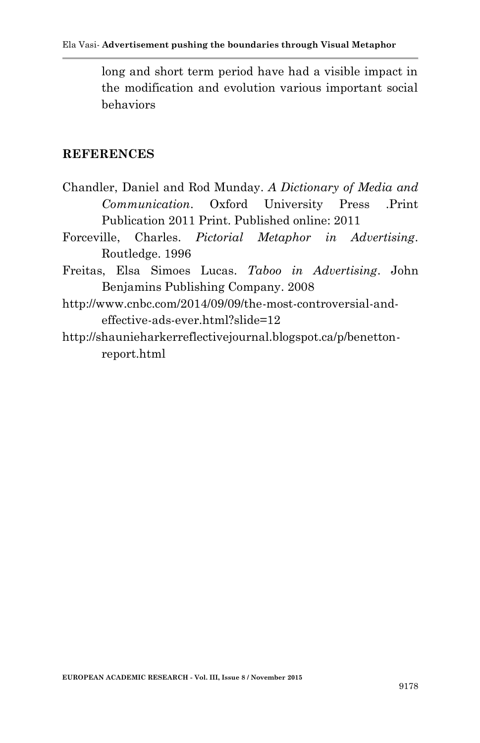long and short term period have had a visible impact in the modification and evolution various important social behaviors

## REFERENCES

Chandler, Daniel and Rod Munday. *A Dictionary of Media and Communication*. Oxford University Press .Print Publication 2011 Print. Published online: 2011

Forceville, Charles. *Pictorial Metaphor in Advertising*. Routledge. 1996

Freitas, Elsa Simoes Lucas. *Taboo in Advertising*. John Benjamins Publishing Company. 2008

http://www.cnbc.com/2014/09/09/the-most-controversial-and-effective-ads-ever.html?slide=12

http://shaunieharkerreflectivejournal.blogspot.ca/p/benetton-report.html